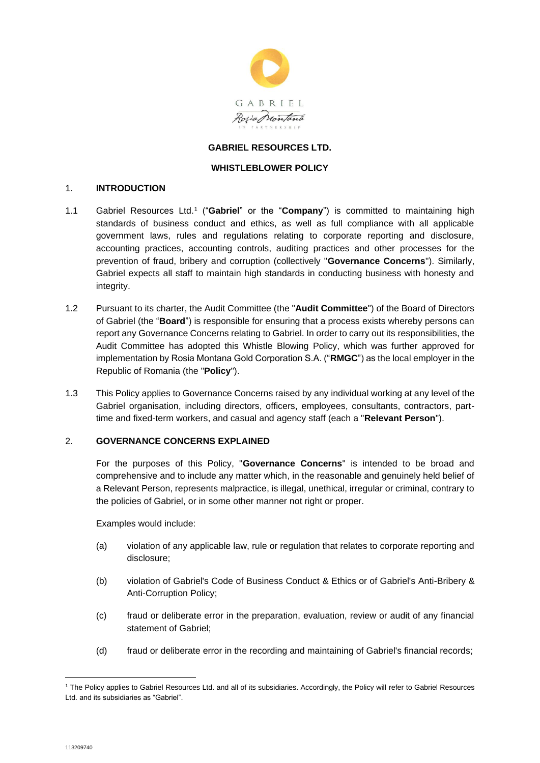**GABRIEL RESOURCES LTD.**

**WHISTLEBLOWER POLICY**

## 1. INTRODUCTION

1.1 Gabriel Resources Ltd.[1] ("**Gabriel**" or the "**Company**") is committed to maintaining high standards of business conduct and ethics, as well as full compliance with all applicable government laws, rules and regulations relating to corporate reporting and disclosure, accounting practices, accounting controls, auditing practices and other processes for the prevention of fraud, bribery and corruption (collectively "**Governance Concerns**"). Similarly, Gabriel expects all staff to maintain high standards in conducting business with honesty and integrity.

1.2 Pursuant to its charter, the Audit Committee (the "**Audit Committee**") of the Board of Directors of Gabriel (the "**Board**") is responsible for ensuring that a process exists whereby persons can report any Governance Concerns relating to Gabriel. In order to carry out its responsibilities, the Audit Committee has adopted this Whistle Blowing Policy, which was further approved for implementation by Rosia Montana Gold Corporation S.A. ("**RMGC**") as the local employer in the Republic of Romania (the "**Policy**").

1.3 This Policy applies to Governance Concerns raised by any individual working at any level of the Gabriel organisation, including directors, officers, employees, consultants, contractors, part-time and fixed-term workers, and casual and agency staff (each a "**Relevant Person**").

## 2. GOVERNANCE CONCERNS EXPLAINED

For the purposes of this Policy, "**Governance Concerns**" is intended to be broad and comprehensive and to include any matter which, in the reasonable and genuinely held belief of a Relevant Person, represents malpractice, is illegal, unethical, irregular or criminal, contrary to the policies of Gabriel, or in some other manner not right or proper.

Examples would include:

(a) violation of any applicable law, rule or regulation that relates to corporate reporting and disclosure;

(b) violation of Gabriel's Code of Business Conduct & Ethics or of Gabriel's Anti-Bribery & Anti-Corruption Policy;

(c) fraud or deliberate error in the preparation, evaluation, review or audit of any financial statement of Gabriel;

(d) fraud or deliberate error in the recording and maintaining of Gabriel's financial records;

---

[1] The Policy applies to Gabriel Resources Ltd. and all of its subsidiaries. Accordingly, the Policy will refer to Gabriel Resources Ltd. and its subsidiaries as "Gabriel".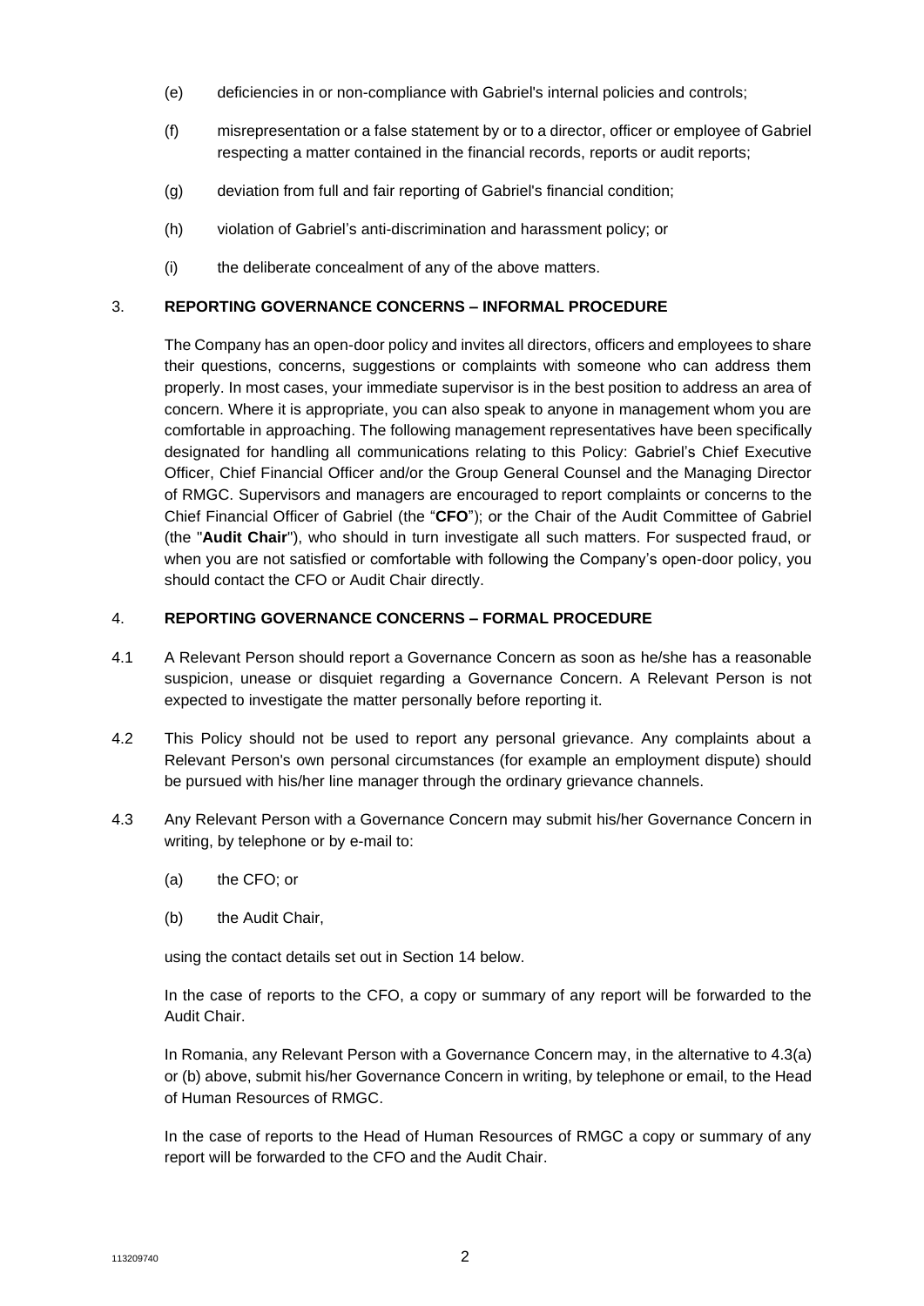(e) deficiencies in or non-compliance with Gabriel's internal policies and controls;

(f) misrepresentation or a false statement by or to a director, officer or employee of Gabriel respecting a matter contained in the financial records, reports or audit reports;

(g) deviation from full and fair reporting of Gabriel's financial condition;

(h) violation of Gabriel's anti-discrimination and harassment policy; or

(i) the deliberate concealment of any of the above matters.

## 3. REPORTING GOVERNANCE CONCERNS – INFORMAL PROCEDURE

The Company has an open-door policy and invites all directors, officers and employees to share their questions, concerns, suggestions or complaints with someone who can address them properly. In most cases, your immediate supervisor is in the best position to address an area of concern. Where it is appropriate, you can also speak to anyone in management whom you are comfortable in approaching. The following management representatives have been specifically designated for handling all communications relating to this Policy: Gabriel's Chief Executive Officer, Chief Financial Officer and/or the Group General Counsel and the Managing Director of RMGC. Supervisors and managers are encouraged to report complaints or concerns to the Chief Financial Officer of Gabriel (the "**CFO**"); or the Chair of the Audit Committee of Gabriel (the "**Audit Chair**"), who should in turn investigate all such matters. For suspected fraud, or when you are not satisfied or comfortable with following the Company's open-door policy, you should contact the CFO or Audit Chair directly.

## 4. REPORTING GOVERNANCE CONCERNS – FORMAL PROCEDURE

4.1 A Relevant Person should report a Governance Concern as soon as he/she has a reasonable suspicion, unease or disquiet regarding a Governance Concern. A Relevant Person is not expected to investigate the matter personally before reporting it.

4.2 This Policy should not be used to report any personal grievance. Any complaints about a Relevant Person's own personal circumstances (for example an employment dispute) should be pursued with his/her line manager through the ordinary grievance channels.

4.3 Any Relevant Person with a Governance Concern may submit his/her Governance Concern in writing, by telephone or by e-mail to:

(a) the CFO; or

(b) the Audit Chair,

using the contact details set out in Section 14 below.

In the case of reports to the CFO, a copy or summary of any report will be forwarded to the Audit Chair.

In Romania, any Relevant Person with a Governance Concern may, in the alternative to 4.3(a) or (b) above, submit his/her Governance Concern in writing, by telephone or email, to the Head of Human Resources of RMGC.

In the case of reports to the Head of Human Resources of RMGC a copy or summary of any report will be forwarded to the CFO and the Audit Chair.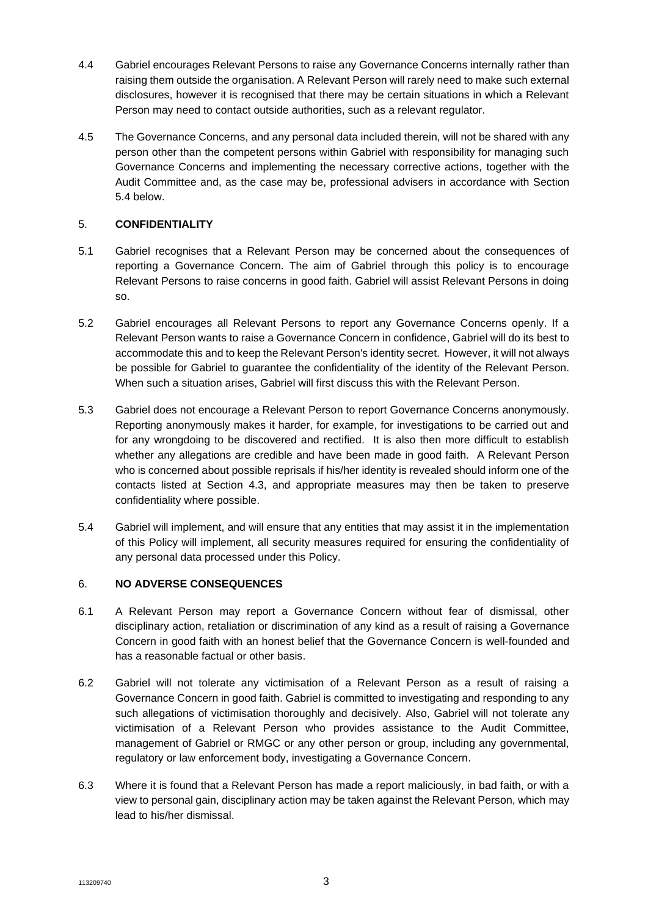4.4 Gabriel encourages Relevant Persons to raise any Governance Concerns internally rather than raising them outside the organisation. A Relevant Person will rarely need to make such external disclosures, however it is recognised that there may be certain situations in which a Relevant Person may need to contact outside authorities, such as a relevant regulator.

4.5 The Governance Concerns, and any personal data included therein, will not be shared with any person other than the competent persons within Gabriel with responsibility for managing such Governance Concerns and implementing the necessary corrective actions, together with the Audit Committee and, as the case may be, professional advisers in accordance with Section 5.4 below.

## 5. CONFIDENTIALITY

5.1 Gabriel recognises that a Relevant Person may be concerned about the consequences of reporting a Governance Concern. The aim of Gabriel through this policy is to encourage Relevant Persons to raise concerns in good faith. Gabriel will assist Relevant Persons in doing so.

5.2 Gabriel encourages all Relevant Persons to report any Governance Concerns openly. If a Relevant Person wants to raise a Governance Concern in confidence, Gabriel will do its best to accommodate this and to keep the Relevant Person's identity secret. However, it will not always be possible for Gabriel to guarantee the confidentiality of the identity of the Relevant Person. When such a situation arises, Gabriel will first discuss this with the Relevant Person.

5.3 Gabriel does not encourage a Relevant Person to report Governance Concerns anonymously. Reporting anonymously makes it harder, for example, for investigations to be carried out and for any wrongdoing to be discovered and rectified. It is also then more difficult to establish whether any allegations are credible and have been made in good faith. A Relevant Person who is concerned about possible reprisals if his/her identity is revealed should inform one of the contacts listed at Section 4.3, and appropriate measures may then be taken to preserve confidentiality where possible.

5.4 Gabriel will implement, and will ensure that any entities that may assist it in the implementation of this Policy will implement, all security measures required for ensuring the confidentiality of any personal data processed under this Policy.

## 6. NO ADVERSE CONSEQUENCES

6.1 A Relevant Person may report a Governance Concern without fear of dismissal, other disciplinary action, retaliation or discrimination of any kind as a result of raising a Governance Concern in good faith with an honest belief that the Governance Concern is well-founded and has a reasonable factual or other basis.

6.2 Gabriel will not tolerate any victimisation of a Relevant Person as a result of raising a Governance Concern in good faith. Gabriel is committed to investigating and responding to any such allegations of victimisation thoroughly and decisively. Also, Gabriel will not tolerate any victimisation of a Relevant Person who provides assistance to the Audit Committee, management of Gabriel or RMGC or any other person or group, including any governmental, regulatory or law enforcement body, investigating a Governance Concern.

6.3 Where it is found that a Relevant Person has made a report maliciously, in bad faith, or with a view to personal gain, disciplinary action may be taken against the Relevant Person, which may lead to his/her dismissal.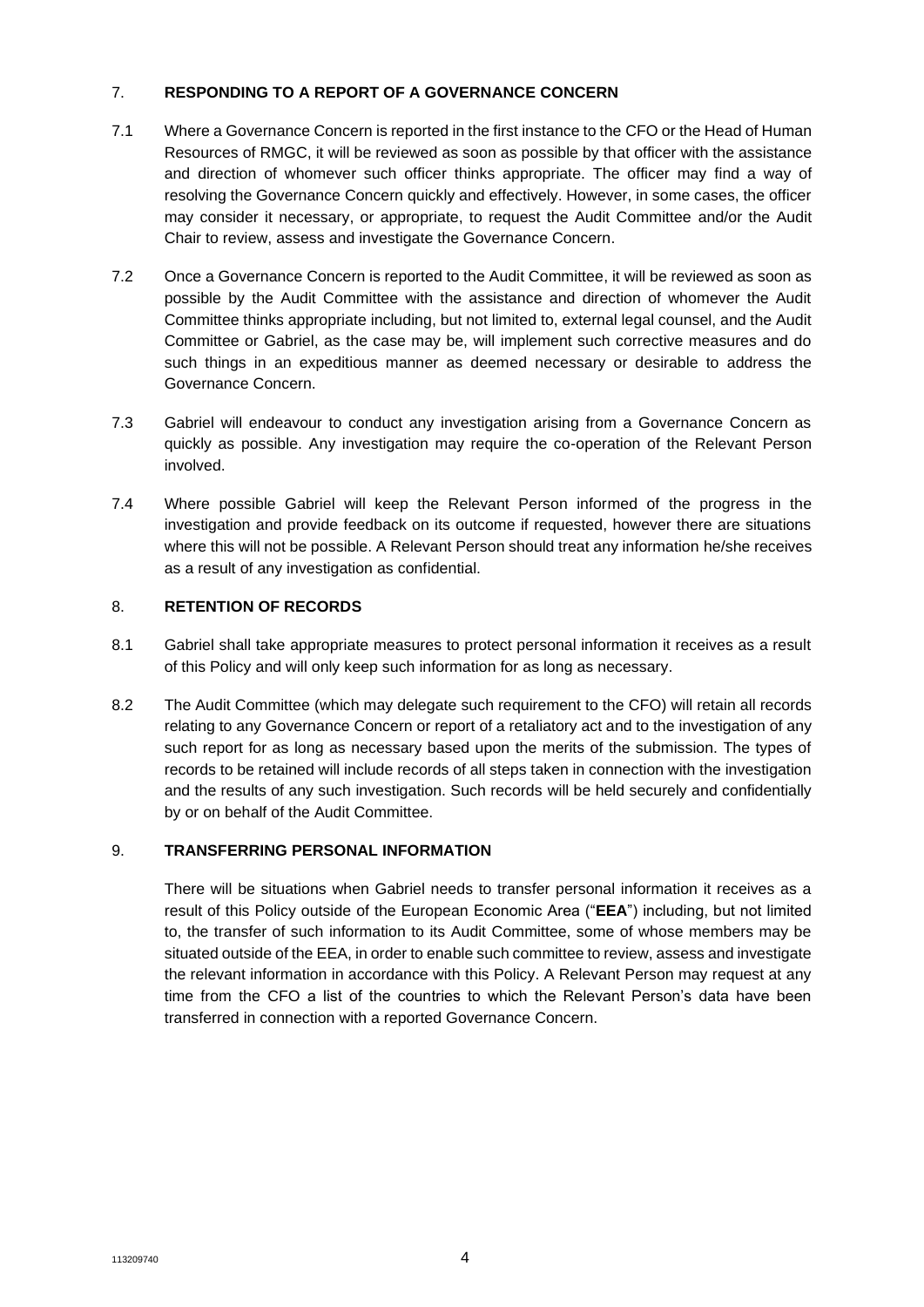## 7. RESPONDING TO A REPORT OF A GOVERNANCE CONCERN

7.1 Where a Governance Concern is reported in the first instance to the CFO or the Head of Human Resources of RMGC, it will be reviewed as soon as possible by that officer with the assistance and direction of whomever such officer thinks appropriate. The officer may find a way of resolving the Governance Concern quickly and effectively. However, in some cases, the officer may consider it necessary, or appropriate, to request the Audit Committee and/or the Audit Chair to review, assess and investigate the Governance Concern.

7.2 Once a Governance Concern is reported to the Audit Committee, it will be reviewed as soon as possible by the Audit Committee with the assistance and direction of whomever the Audit Committee thinks appropriate including, but not limited to, external legal counsel, and the Audit Committee or Gabriel, as the case may be, will implement such corrective measures and do such things in an expeditious manner as deemed necessary or desirable to address the Governance Concern.

7.3 Gabriel will endeavour to conduct any investigation arising from a Governance Concern as quickly as possible. Any investigation may require the co-operation of the Relevant Person involved.

7.4 Where possible Gabriel will keep the Relevant Person informed of the progress in the investigation and provide feedback on its outcome if requested, however there are situations where this will not be possible. A Relevant Person should treat any information he/she receives as a result of any investigation as confidential.

## 8. RETENTION OF RECORDS

8.1 Gabriel shall take appropriate measures to protect personal information it receives as a result of this Policy and will only keep such information for as long as necessary.

8.2 The Audit Committee (which may delegate such requirement to the CFO) will retain all records relating to any Governance Concern or report of a retaliatory act and to the investigation of any such report for as long as necessary based upon the merits of the submission. The types of records to be retained will include records of all steps taken in connection with the investigation and the results of any such investigation. Such records will be held securely and confidentially by or on behalf of the Audit Committee.

## 9. TRANSFERRING PERSONAL INFORMATION

There will be situations when Gabriel needs to transfer personal information it receives as a result of this Policy outside of the European Economic Area ("**EEA**") including, but not limited to, the transfer of such information to its Audit Committee, some of whose members may be situated outside of the EEA, in order to enable such committee to review, assess and investigate the relevant information in accordance with this Policy. A Relevant Person may request at any time from the CFO a list of the countries to which the Relevant Person's data have been transferred in connection with a reported Governance Concern.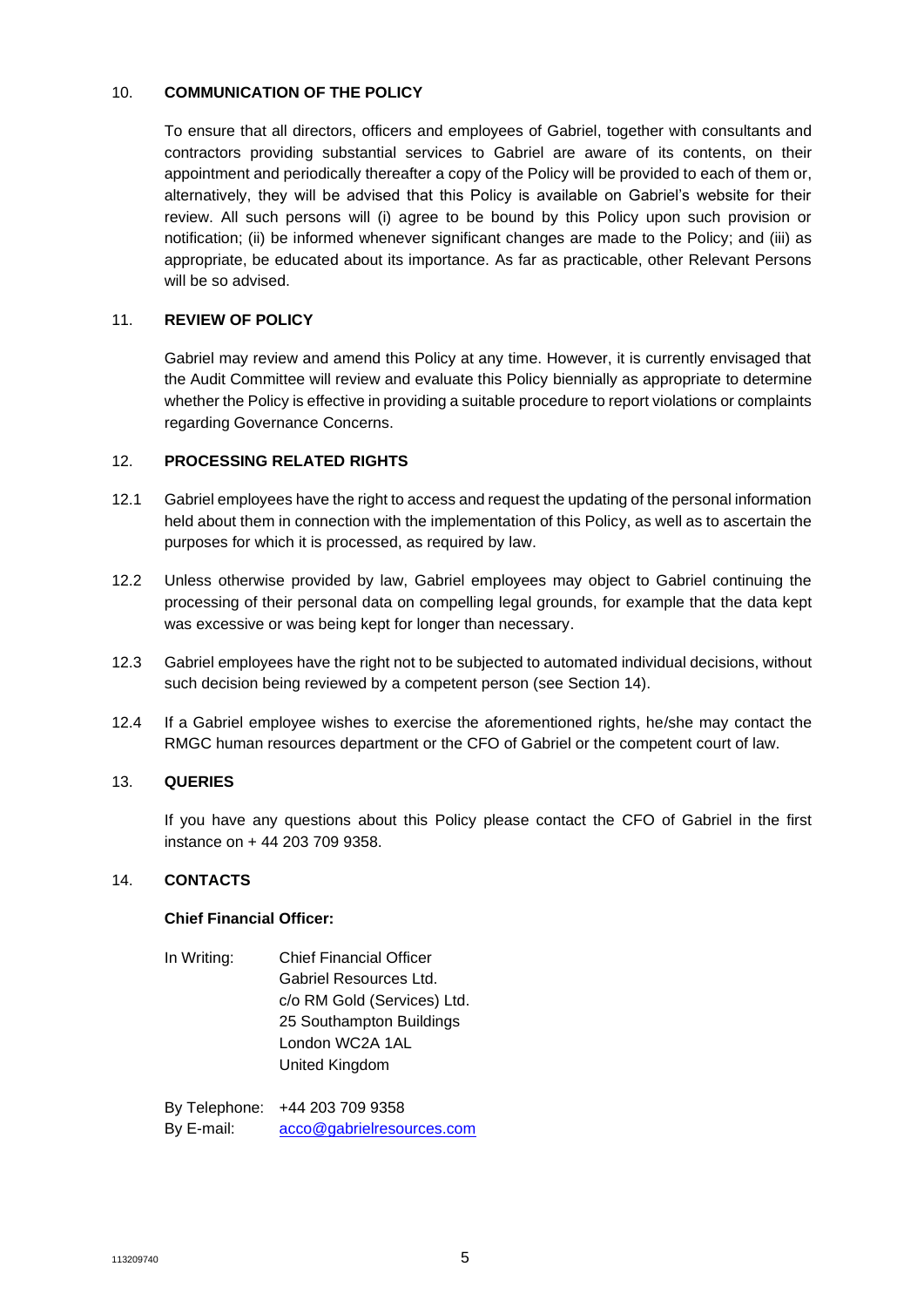## 10. COMMUNICATION OF THE POLICY

To ensure that all directors, officers and employees of Gabriel, together with consultants and contractors providing substantial services to Gabriel are aware of its contents, on their appointment and periodically thereafter a copy of the Policy will be provided to each of them or, alternatively, they will be advised that this Policy is available on Gabriel's website for their review. All such persons will (i) agree to be bound by this Policy upon such provision or notification; (ii) be informed whenever significant changes are made to the Policy; and (iii) as appropriate, be educated about its importance. As far as practicable, other Relevant Persons will be so advised.

## 11. REVIEW OF POLICY

Gabriel may review and amend this Policy at any time. However, it is currently envisaged that the Audit Committee will review and evaluate this Policy biennially as appropriate to determine whether the Policy is effective in providing a suitable procedure to report violations or complaints regarding Governance Concerns.

## 12. PROCESSING RELATED RIGHTS

12.1 Gabriel employees have the right to access and request the updating of the personal information held about them in connection with the implementation of this Policy, as well as to ascertain the purposes for which it is processed, as required by law.

12.2 Unless otherwise provided by law, Gabriel employees may object to Gabriel continuing the processing of their personal data on compelling legal grounds, for example that the data kept was excessive or was being kept for longer than necessary.

12.3 Gabriel employees have the right not to be subjected to automated individual decisions, without such decision being reviewed by a competent person (see Section 14).

12.4 If a Gabriel employee wishes to exercise the aforementioned rights, he/she may contact the RMGC human resources department or the CFO of Gabriel or the competent court of law.

## 13. QUERIES

If you have any questions about this Policy please contact the CFO of Gabriel in the first instance on + 44 203 709 9358.

## 14. CONTACTS

**Chief Financial Officer:**

In Writing:
Chief Financial Officer
Gabriel Resources Ltd.
c/o RM Gold (Services) Ltd.
25 Southampton Buildings
London WC2A 1AL
United Kingdom

By Telephone: +44 203 709 9358
By E-mail: acco@gabrielresources.com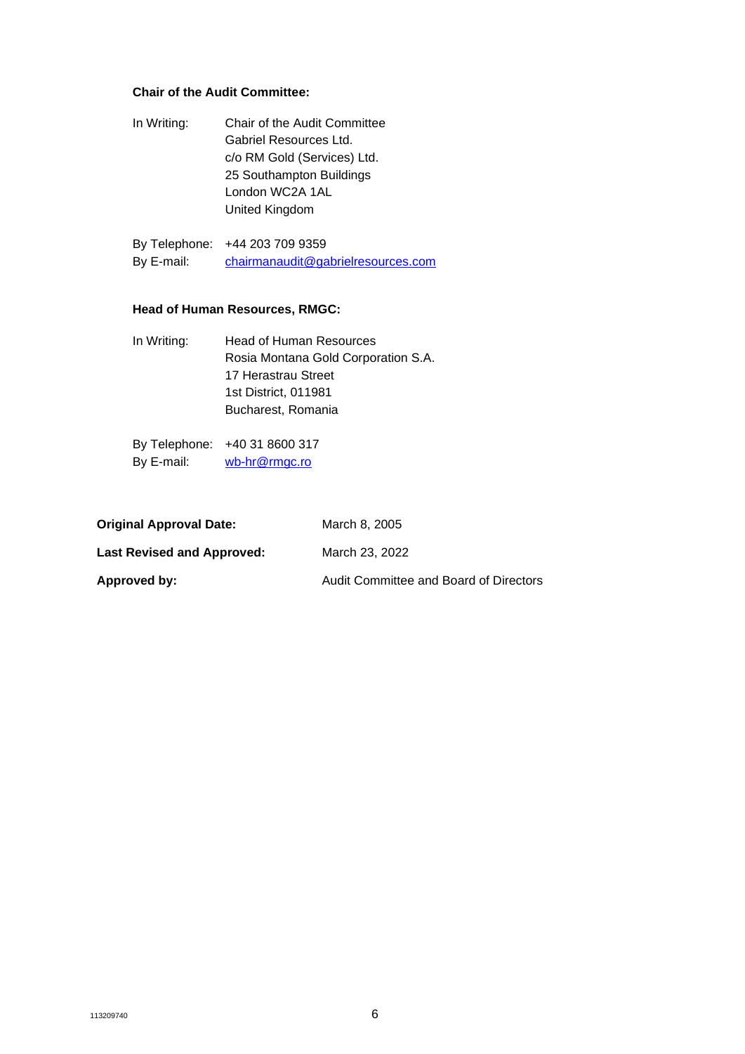**Chair of the Audit Committee:**

In Writing: Chair of the Audit Committee
Gabriel Resources Ltd.
c/o RM Gold (Services) Ltd.
25 Southampton Buildings
London WC2A 1AL
United Kingdom

By Telephone: +44 203 709 9359
By E-mail: chairmanaudit@gabrielresources.com

**Head of Human Resources, RMGC:**

In Writing: Head of Human Resources
Rosia Montana Gold Corporation S.A.
17 Herastrau Street
1st District, 011981
Bucharest, Romania

By Telephone: +40 31 8600 317
By E-mail: wb-hr@rmgc.ro

| | |
|---|---|
| **Original Approval Date:** | March 8, 2005 |
| **Last Revised and Approved:** | March 23, 2022 |
| **Approved by:** | Audit Committee and Board of Directors |

113209740